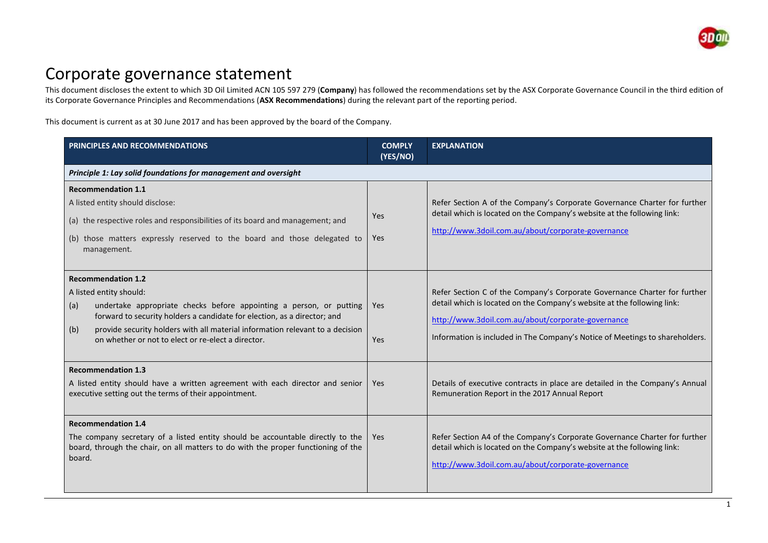# Corporate governance statement

This document discloses the extent to which 3D Oil Limited ACN 105 597 279 (**Company**) has followed the recommendations set by the ASX Corporate Governance Council in the third edition of its Corporate Governance Principles and Recommendations (**ASX Recommendations**) during the relevant part of the reporting period.

This document is current as at 30 June 2017 and has been approved by the board of the Company.

| PRINCIPLES AND RECOMMENDATIONS | COMPLY (YES/NO) | EXPLANATION |
|---|---|---|
| ***Principle 1: Lay solid foundations for management and oversight*** | | |
| **Recommendation 1.1**<br>A listed entity should disclose:<br>(a) the respective roles and responsibilities of its board and management; and<br>(b) those matters expressly reserved to the board and those delegated to management. | <br><br>Yes<br>Yes | Refer Section A of the Company's Corporate Governance Charter for further detail which is located on the Company's website at the following link:<br>http://www.3doil.com.au/about/corporate-governance |
| **Recommendation 1.2**<br>A listed entity should:<br>(a) undertake appropriate checks before appointing a person, or putting forward to security holders a candidate for election, as a director; and<br>(b) provide security holders with all material information relevant to a decision on whether or not to elect or re-elect a director. | <br><br>Yes<br>Yes | Refer Section C of the Company's Corporate Governance Charter for further detail which is located on the Company's website at the following link:<br>http://www.3doil.com.au/about/corporate-governance<br>Information is included in The Company's Notice of Meetings to shareholders. |
| **Recommendation 1.3**<br>A listed entity should have a written agreement with each director and senior executive setting out the terms of their appointment. | Yes | Details of executive contracts in place are detailed in the Company's Annual Remuneration Report in the 2017 Annual Report |
| **Recommendation 1.4**<br>The company secretary of a listed entity should be accountable directly to the board, through the chair, on all matters to do with the proper functioning of the board. | Yes | Refer Section A4 of the Company's Corporate Governance Charter for further detail which is located on the Company's website at the following link:<br>http://www.3doil.com.au/about/corporate-governance |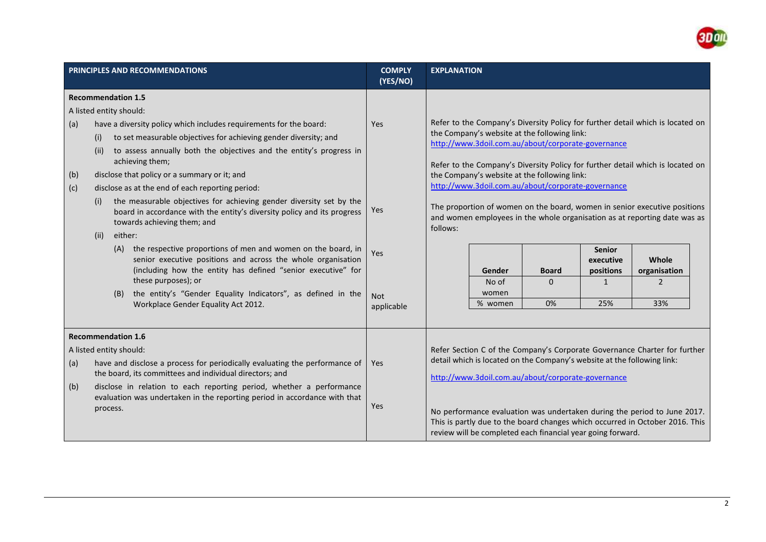| PRINCIPLES AND RECOMMENDATIONS | COMPLY (YES/NO) | EXPLANATION |
|---|---|---|
| **Recommendation 1.5**<br>A listed entity should:<br>(a) have a diversity policy which includes requirements for the board:<br>(i) to set measurable objectives for achieving gender diversity; and<br>(ii) to assess annually both the objectives and the entity's progress in achieving them;<br>(b) disclose that policy or a summary or it; and<br>(c) disclose as at the end of each reporting period:<br>(i) the measurable objectives for achieving gender diversity set by the board in accordance with the entity's diversity policy and its progress towards achieving them; and<br>(ii) either:<br>(A) the respective proportions of men and women on the board, in senior executive positions and across the whole organisation (including how the entity has defined "senior executive" for these purposes); or<br>(B) the entity's "Gender Equality Indicators", as defined in the Workplace Gender Equality Act 2012. | Yes<br><br>Yes<br><br>Yes<br><br>Not applicable | Refer to the Company's Diversity Policy for further detail which is located on the Company's website at the following link:<br>http://www.3doil.com.au/about/corporate-governance<br><br>Refer to the Company's Diversity Policy for further detail which is located on the Company's website at the following link:<br>http://www.3doil.com.au/about/corporate-governance<br><br>The proportion of women on the board, women in senior executive positions and women employees in the whole organisation as at reporting date was as follows:<br><br>Gender / Board / Senior executive positions / Whole organisation<br>No of women: 0 / 1 / 2<br>% women: 0% / 25% / 33% |
| **Recommendation 1.6**<br>A listed entity should:<br>(a) have and disclose a process for periodically evaluating the performance of the board, its committees and individual directors; and<br>(b) disclose in relation to each reporting period, whether a performance evaluation was undertaken in the reporting period in accordance with that process. | Yes<br><br>Yes | Refer Section C of the Company's Corporate Governance Charter for further detail which is located on the Company's website at the following link:<br>http://www.3doil.com.au/about/corporate-governance<br><br>No performance evaluation was undertaken during the period to June 2017. This is partly due to the board changes which occurred in October 2016. This review will be completed each financial year going forward. |

| Gender | Board | Senior executive positions | Whole organisation |
|---|---|---|---|
| No of women | 0 | 1 | 2 |
| % women | 0% | 25% | 33% |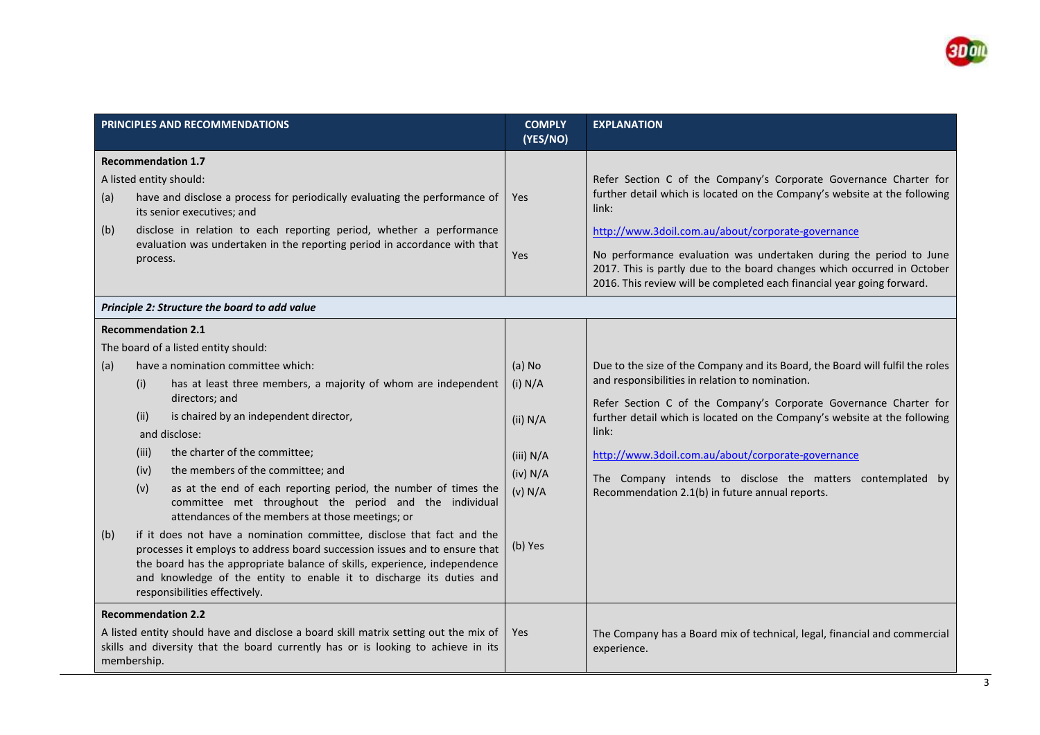| PRINCIPLES AND RECOMMENDATIONS | COMPLY (YES/NO) | EXPLANATION |
|---|---|---|
| **Recommendation 1.7**<br>A listed entity should:<br>(a) have and disclose a process for periodically evaluating the performance of its senior executives; and<br>(b) disclose in relation to each reporting period, whether a performance evaluation was undertaken in the reporting period in accordance with that process. | Yes<br><br>Yes | Refer Section C of the Company's Corporate Governance Charter for further detail which is located on the Company's website at the following link:<br>http://www.3doil.com.au/about/corporate-governance<br>No performance evaluation was undertaken during the period to June 2017. This is partly due to the board changes which occurred in October 2016. This review will be completed each financial year going forward. |
| ***Principle 2: Structure the board to add value*** | | |
| **Recommendation 2.1**<br>The board of a listed entity should:<br>(a) have a nomination committee which:<br>(i) has at least three members, a majority of whom are independent directors; and<br>(ii) is chaired by an independent director,<br>and disclose:<br>(iii) the charter of the committee;<br>(iv) the members of the committee; and<br>(v) as at the end of each reporting period, the number of times the committee met throughout the period and the individual attendances of the members at those meetings; or<br>(b) if it does not have a nomination committee, disclose that fact and the processes it employs to address board succession issues and to ensure that the board has the appropriate balance of skills, experience, independence and knowledge of the entity to enable it to discharge its duties and responsibilities effectively. | (a) No<br>(i) N/A<br>(ii) N/A<br>(iii) N/A<br>(iv) N/A<br>(v) N/A<br>(b) Yes | Due to the size of the Company and its Board, the Board will fulfil the roles and responsibilities in relation to nomination.<br>Refer Section C of the Company's Corporate Governance Charter for further detail which is located on the Company's website at the following link:<br>http://www.3doil.com.au/about/corporate-governance<br>The Company intends to disclose the matters contemplated by Recommendation 2.1(b) in future annual reports. |
| **Recommendation 2.2**<br>A listed entity should have and disclose a board skill matrix setting out the mix of skills and diversity that the board currently has or is looking to achieve in its membership. | Yes | The Company has a Board mix of technical, legal, financial and commercial experience. |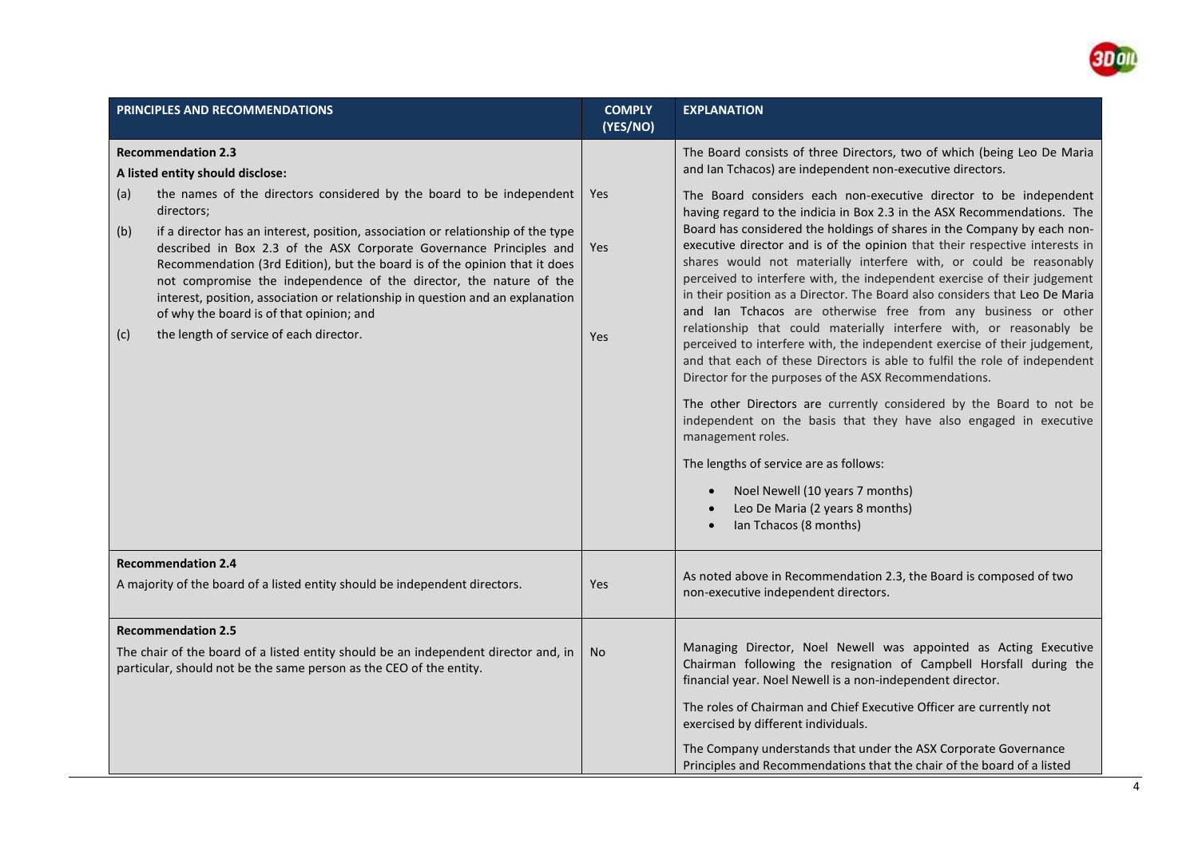| PRINCIPLES AND RECOMMENDATIONS | COMPLY (YES/NO) | EXPLANATION |
| --- | --- | --- |
| **Recommendation 2.3**<br>**A listed entity should disclose:**<br>(a) the names of the directors considered by the board to be independent directors;<br>(b) if a director has an interest, position, association or relationship of the type described in Box 2.3 of the ASX Corporate Governance Principles and Recommendation (3rd Edition), but the board is of the opinion that it does not compromise the independence of the director, the nature of the interest, position, association or relationship in question and an explanation of why the board is of that opinion; and<br>(c) the length of service of each director. | Yes<br><br>Yes<br><br>Yes | The Board consists of three Directors, two of which (being Leo De Maria and Ian Tchacos) are independent non-executive directors.<br><br>The Board considers each non-executive director to be independent having regard to the indicia in Box 2.3 in the ASX Recommendations. The Board has considered the holdings of shares in the Company by each non-executive director and is of the opinion that their respective interests in shares would not materially interfere with, or could be reasonably perceived to interfere with, the independent exercise of their judgement in their position as a Director. The Board also considers that Leo De Maria and Ian Tchacos are otherwise free from any business or other relationship that could materially interfere with, or reasonably be perceived to interfere with, the independent exercise of their judgement, and that each of these Directors is able to fulfil the role of independent Director for the purposes of the ASX Recommendations.<br><br>The other Directors are currently considered by the Board to not be independent on the basis that they have also engaged in executive management roles.<br><br>The lengths of service are as follows:<br>• Noel Newell (10 years 7 months)<br>• Leo De Maria (2 years 8 months)<br>• Ian Tchacos (8 months) |
| **Recommendation 2.4**<br>A majority of the board of a listed entity should be independent directors. | Yes | As noted above in Recommendation 2.3, the Board is composed of two non-executive independent directors. |
| **Recommendation 2.5**<br>The chair of the board of a listed entity should be an independent director and, in particular, should not be the same person as the CEO of the entity. | No | Managing Director, Noel Newell was appointed as Acting Executive Chairman following the resignation of Campbell Horsfall during the financial year. Noel Newell is a non-independent director.<br><br>The roles of Chairman and Chief Executive Officer are currently not exercised by different individuals.<br><br>The Company understands that under the ASX Corporate Governance Principles and Recommendations that the chair of the board of a listed |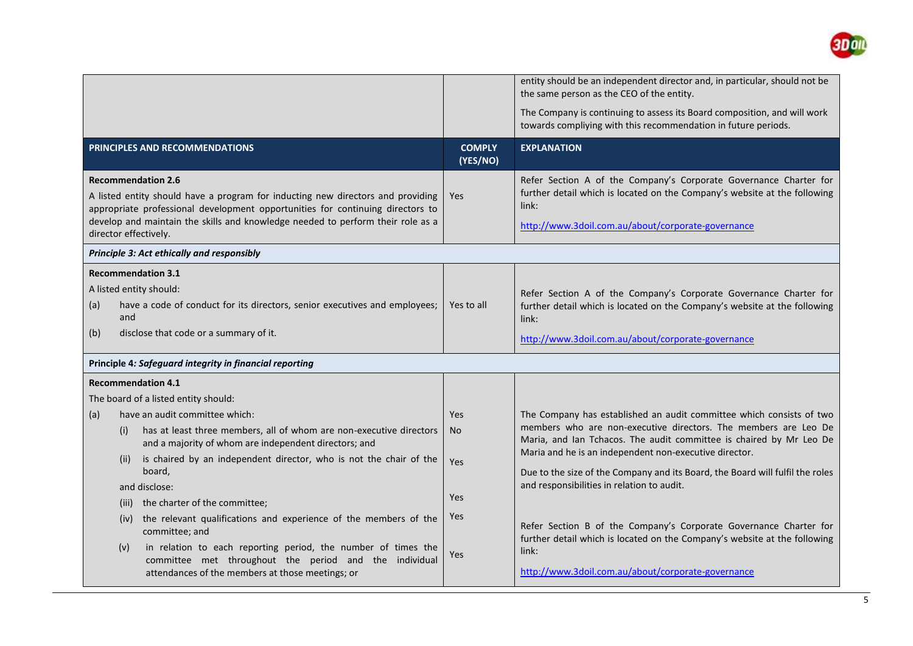| PRINCIPLES AND RECOMMENDATIONS | COMPLY (YES/NO) | EXPLANATION |
|---|---|---|
| | | entity should be an independent director and, in particular, should not be the same person as the CEO of the entity. The Company is continuing to assess its Board composition, and will work towards compliying with this recommendation in future periods. |
| **Recommendation 2.6** A listed entity should have a program for inducting new directors and providing appropriate professional development opportunities for continuing directors to develop and maintain the skills and knowledge needed to perform their role as a director effectively. | Yes | Refer Section A of the Company's Corporate Governance Charter for further detail which is located on the Company's website at the following link: http://www.3doil.com.au/about/corporate-governance |
| ***Principle 3: Act ethically and responsibly*** | | |
| **Recommendation 3.1** A listed entity should: (a) have a code of conduct for its directors, senior executives and employees; and (b) disclose that code or a summary of it. | Yes to all | Refer Section A of the Company's Corporate Governance Charter for further detail which is located on the Company's website at the following link: http://www.3doil.com.au/about/corporate-governance |
| **Principle 4: *Safeguard integrity in financial reporting*** | | |
| **Recommendation 4.1** The board of a listed entity should: | | |
| (a) have an audit committee which: | Yes | The Company has established an audit committee which consists of two members who are non-executive directors. The members are Leo De Maria, and Ian Tchacos. The audit committee is chaired by Mr Leo De Maria and he is an independent non-executive director. Due to the size of the Company and its Board, the Board will fulfil the roles and responsibilities in relation to audit. |
| (i) has at least three members, all of whom are non-executive directors and a majority of whom are independent directors; and | No | |
| (ii) is chaired by an independent director, who is not the chair of the board, | Yes | |
| and disclose: | | |
| (iii) the charter of the committee; | Yes | Refer Section B of the Company's Corporate Governance Charter for further detail which is located on the Company's website at the following link: http://www.3doil.com.au/about/corporate-governance |
| (iv) the relevant qualifications and experience of the members of the committee; and | Yes | |
| (v) in relation to each reporting period, the number of times the committee met throughout the period and the individual attendances of the members at those meetings; or | Yes | |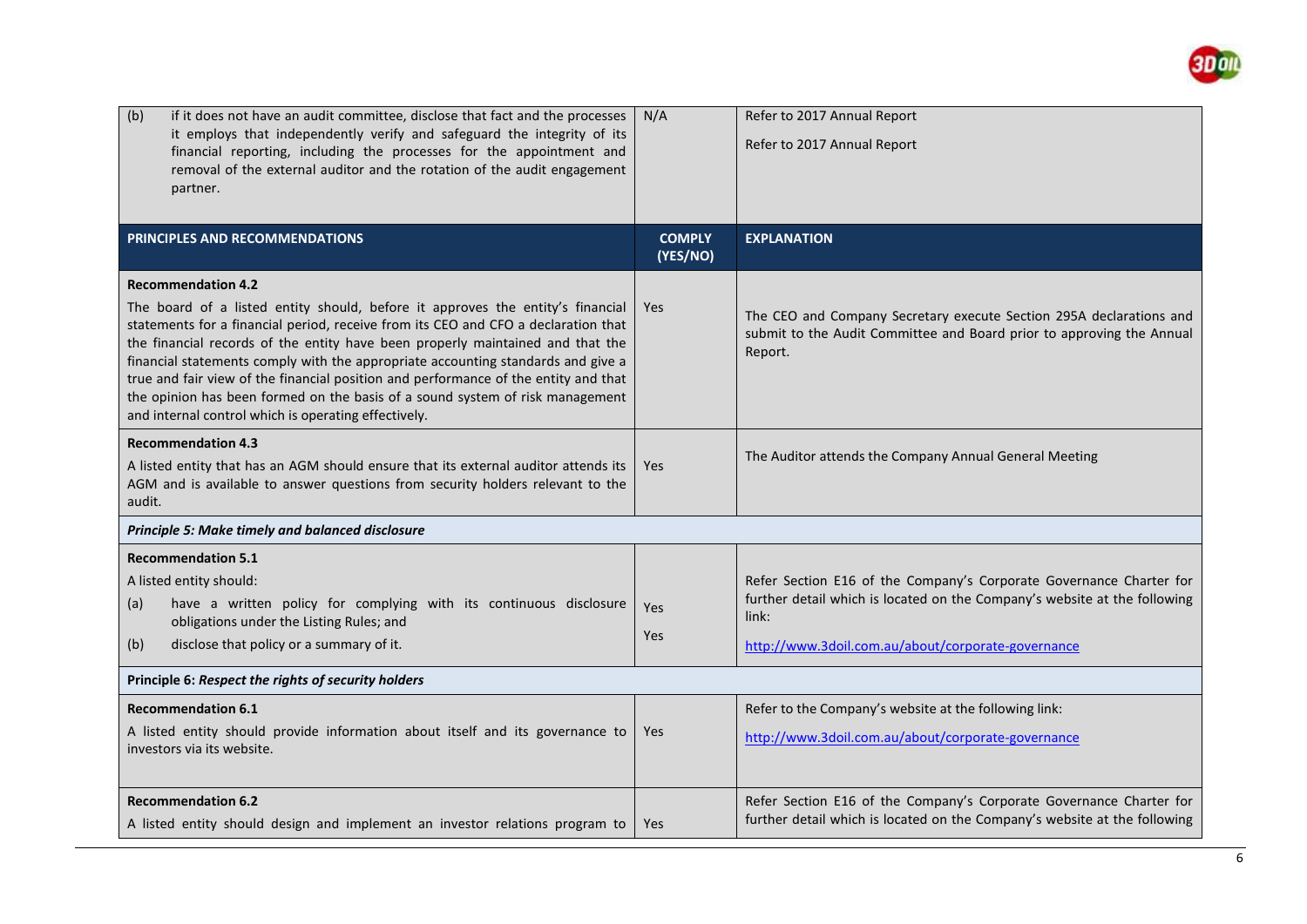| PRINCIPLES AND RECOMMENDATIONS | COMPLY (YES/NO) | EXPLANATION |
|---|---|---|
| (b) if it does not have an audit committee, disclose that fact and the processes it employs that independently verify and safeguard the integrity of its financial reporting, including the processes for the appointment and removal of the external auditor and the rotation of the audit engagement partner. | N/A | Refer to 2017 Annual Report<br><br>Refer to 2017 Annual Report |
| **Recommendation 4.2**<br>The board of a listed entity should, before it approves the entity's financial statements for a financial period, receive from its CEO and CFO a declaration that the financial records of the entity have been properly maintained and that the financial statements comply with the appropriate accounting standards and give a true and fair view of the financial position and performance of the entity and that the opinion has been formed on the basis of a sound system of risk management and internal control which is operating effectively. | Yes | The CEO and Company Secretary execute Section 295A declarations and submit to the Audit Committee and Board prior to approving the Annual Report. |
| **Recommendation 4.3**<br>A listed entity that has an AGM should ensure that its external auditor attends its AGM and is available to answer questions from security holders relevant to the audit. | Yes | The Auditor attends the Company Annual General Meeting |
| ***Principle 5: Make timely and balanced disclosure*** | | |
| **Recommendation 5.1**<br>A listed entity should:<br>(a) have a written policy for complying with its continuous disclosure obligations under the Listing Rules; and<br>(b) disclose that policy or a summary of it. | Yes<br><br>Yes | Refer Section E16 of the Company's Corporate Governance Charter for further detail which is located on the Company's website at the following link:<br><br>http://www.3doil.com.au/about/corporate-governance |
| **Principle 6: *Respect the rights of security holders*** | | |
| **Recommendation 6.1**<br>A listed entity should provide information about itself and its governance to investors via its website. | Yes | Refer to the Company's website at the following link:<br><br>http://www.3doil.com.au/about/corporate-governance |
| **Recommendation 6.2**<br>A listed entity should design and implement an investor relations program to | Yes | Refer Section E16 of the Company's Corporate Governance Charter for further detail which is located on the Company's website at the following |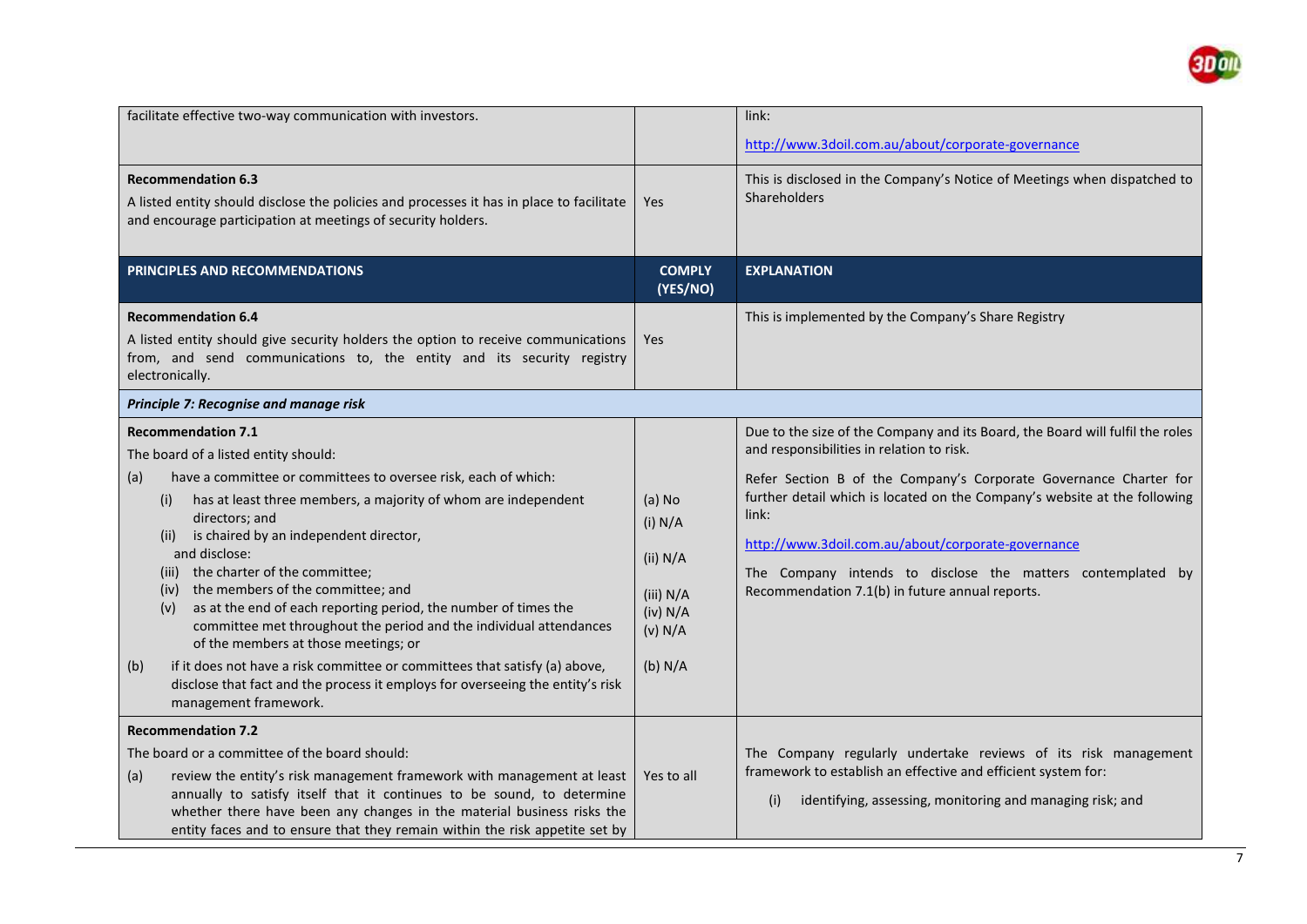| PRINCIPLES AND RECOMMENDATIONS | COMPLY (YES/NO) | EXPLANATION |
|---|---|---|
| facilitate effective two-way communication with investors. | | link:<br><br>http://www.3doil.com.au/about/corporate-governance |
| **Recommendation 6.3**<br>A listed entity should disclose the policies and processes it has in place to facilitate and encourage participation at meetings of security holders. | Yes | This is disclosed in the Company's Notice of Meetings when dispatched to Shareholders |
| **Recommendation 6.4**<br>A listed entity should give security holders the option to receive communications from, and send communications to, the entity and its security registry electronically. | Yes | This is implemented by the Company's Share Registry |
| ***Principle 7: Recognise and manage risk*** | | |
| **Recommendation 7.1**<br>The board of a listed entity should:<br>(a) have a committee or committees to oversee risk, each of which:<br>(i) has at least three members, a majority of whom are independent directors; and<br>(ii) is chaired by an independent director,<br>and disclose:<br>(iii) the charter of the committee;<br>(iv) the members of the committee; and<br>(v) as at the end of each reporting period, the number of times the committee met throughout the period and the individual attendances of the members at those meetings; or<br>(b) if it does not have a risk committee or committees that satisfy (a) above, disclose that fact and the process it employs for overseeing the entity's risk management framework. | (a) No<br>(i) N/A<br>(ii) N/A<br>(iii) N/A<br>(iv) N/A<br>(v) N/A<br>(b) N/A | Due to the size of the Company and its Board, the Board will fulfil the roles and responsibilities in relation to risk.<br><br>Refer Section B of the Company's Corporate Governance Charter for further detail which is located on the Company's website at the following link:<br><br>http://www.3doil.com.au/about/corporate-governance<br><br>The Company intends to disclose the matters contemplated by Recommendation 7.1(b) in future annual reports. |
| **Recommendation 7.2**<br>The board or a committee of the board should:<br>(a) review the entity's risk management framework with management at least annually to satisfy itself that it continues to be sound, to determine whether there have been any changes in the material business risks the entity faces and to ensure that they remain within the risk appetite set by | Yes to all | The Company regularly undertake reviews of its risk management framework to establish an effective and efficient system for:<br>(i) identifying, assessing, monitoring and managing risk; and |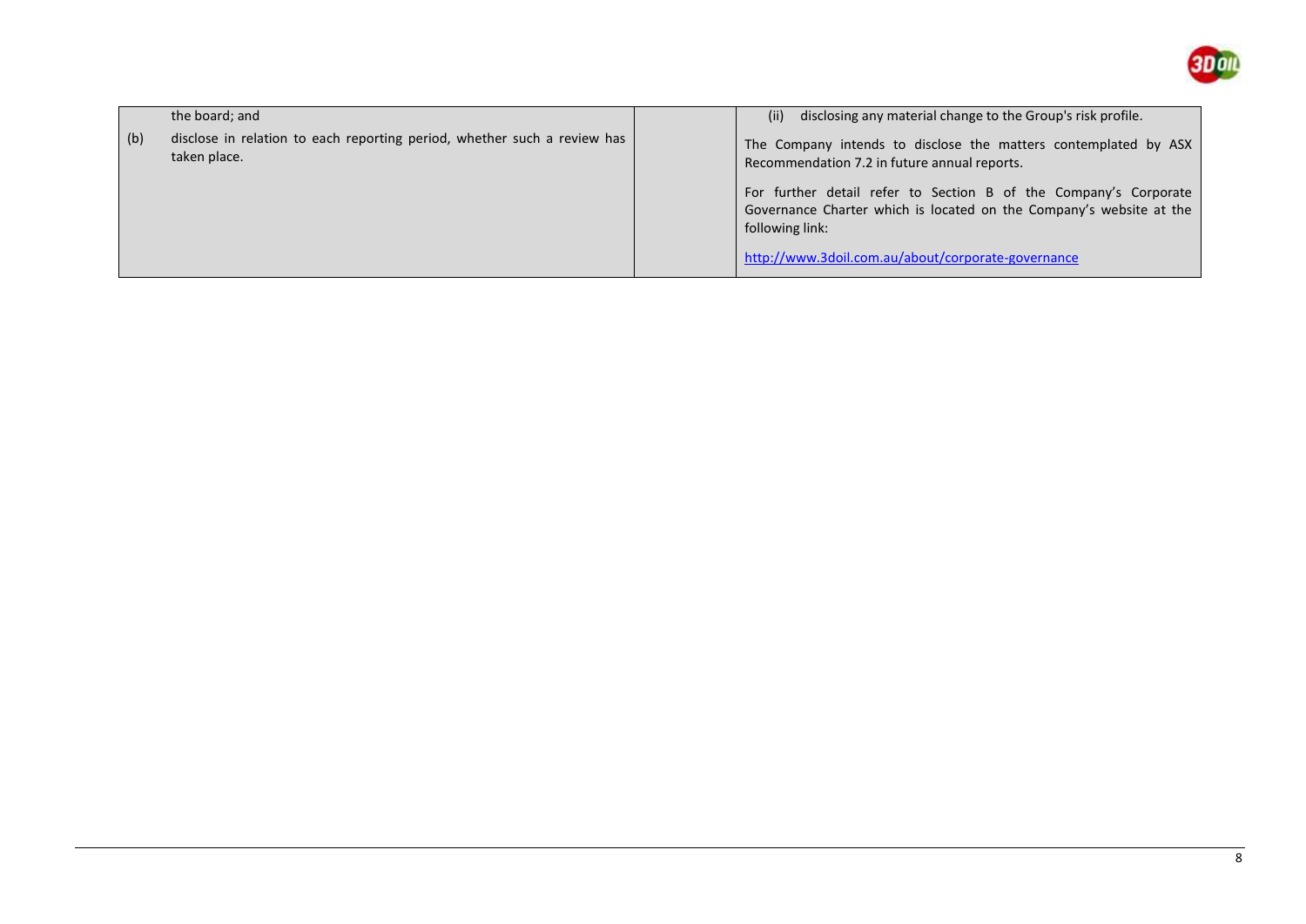| | | |
|---|---|---|
| the board; and<br><br>(b) disclose in relation to each reporting period, whether such a review has taken place. | | (ii) disclosing any material change to the Group's risk profile.<br><br>The Company intends to disclose the matters contemplated by ASX Recommendation 7.2 in future annual reports.<br><br>For further detail refer to Section B of the Company's Corporate Governance Charter which is located on the Company's website at the following link:<br><br>http://www.3doil.com.au/about/corporate-governance |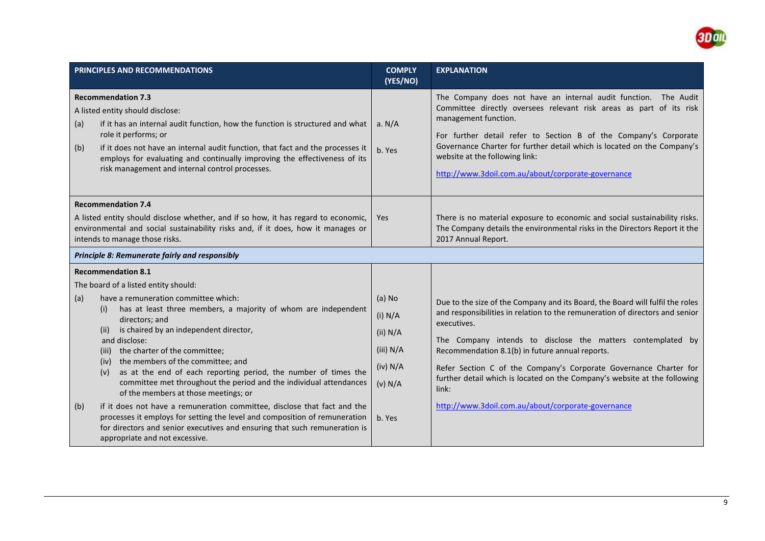| PRINCIPLES AND RECOMMENDATIONS | COMPLY (YES/NO) | EXPLANATION |
|---|---|---|
| **Recommendation 7.3**<br>A listed entity should disclose:<br>(a) if it has an internal audit function, how the function is structured and what role it performs; or<br>(b) if it does not have an internal audit function, that fact and the processes it employs for evaluating and continually improving the effectiveness of its risk management and internal control processes. | a. N/A<br><br>b. Yes | The Company does not have an internal audit function. The Audit Committee directly oversees relevant risk areas as part of its risk management function.<br><br>For further detail refer to Section B of the Company's Corporate Governance Charter for further detail which is located on the Company's website at the following link:<br><br>http://www.3doil.com.au/about/corporate-governance |
| **Recommendation 7.4**<br>A listed entity should disclose whether, and if so how, it has regard to economic, environmental and social sustainability risks and, if it does, how it manages or intends to manage those risks. | Yes | There is no material exposure to economic and social sustainability risks. The Company details the environmental risks in the Directors Report it the 2017 Annual Report. |
| ***Principle 8: Remunerate fairly and responsibly*** | | |
| **Recommendation 8.1**<br>The board of a listed entity should:<br>(a) have a remuneration committee which:<br>(i) has at least three members, a majority of whom are independent directors; and<br>(ii) is chaired by an independent director,<br>and disclose:<br>(iii) the charter of the committee;<br>(iv) the members of the committee; and<br>(v) as at the end of each reporting period, the number of times the committee met throughout the period and the individual attendances of the members at those meetings; or<br>(b) if it does not have a remuneration committee, disclose that fact and the processes it employs for setting the level and composition of remuneration for directors and senior executives and ensuring that such remuneration is appropriate and not excessive. | (a) No<br>(i) N/A<br>(ii) N/A<br>(iii) N/A<br>(iv) N/A<br>(v) N/A<br><br>b. Yes | Due to the size of the Company and its Board, the Board will fulfil the roles and responsibilities in relation to the remuneration of directors and senior executives.<br><br>The Company intends to disclose the matters contemplated by Recommendation 8.1(b) in future annual reports.<br><br>Refer Section C of the Company's Corporate Governance Charter for further detail which is located on the Company's website at the following link:<br><br>http://www.3doil.com.au/about/corporate-governance |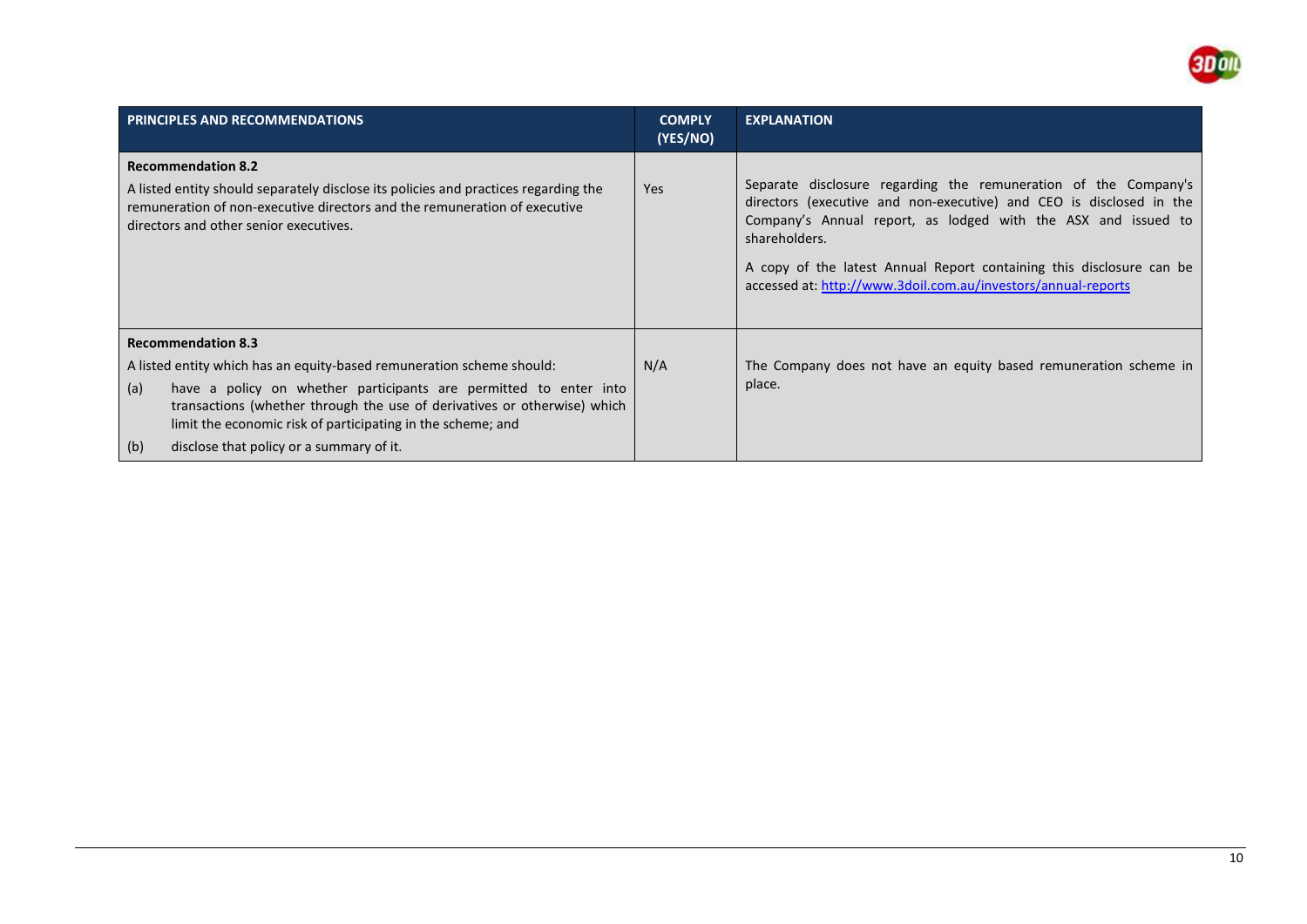| PRINCIPLES AND RECOMMENDATIONS | COMPLY (YES/NO) | EXPLANATION |
|---|---|---|
| **Recommendation 8.2**<br>A listed entity should separately disclose its policies and practices regarding the remuneration of non-executive directors and the remuneration of executive directors and other senior executives. | Yes | Separate disclosure regarding the remuneration of the Company's directors (executive and non-executive) and CEO is disclosed in the Company's Annual report, as lodged with the ASX and issued to shareholders.<br>A copy of the latest Annual Report containing this disclosure can be accessed at: [http://www.3doil.com.au/investors/annual-reports](http://www.3doil.com.au/investors/annual-reports) |
| **Recommendation 8.3**<br>A listed entity which has an equity-based remuneration scheme should:<br>(a) have a policy on whether participants are permitted to enter into transactions (whether through the use of derivatives or otherwise) which limit the economic risk of participating in the scheme; and<br>(b) disclose that policy or a summary of it. | N/A | The Company does not have an equity based remuneration scheme in place. |